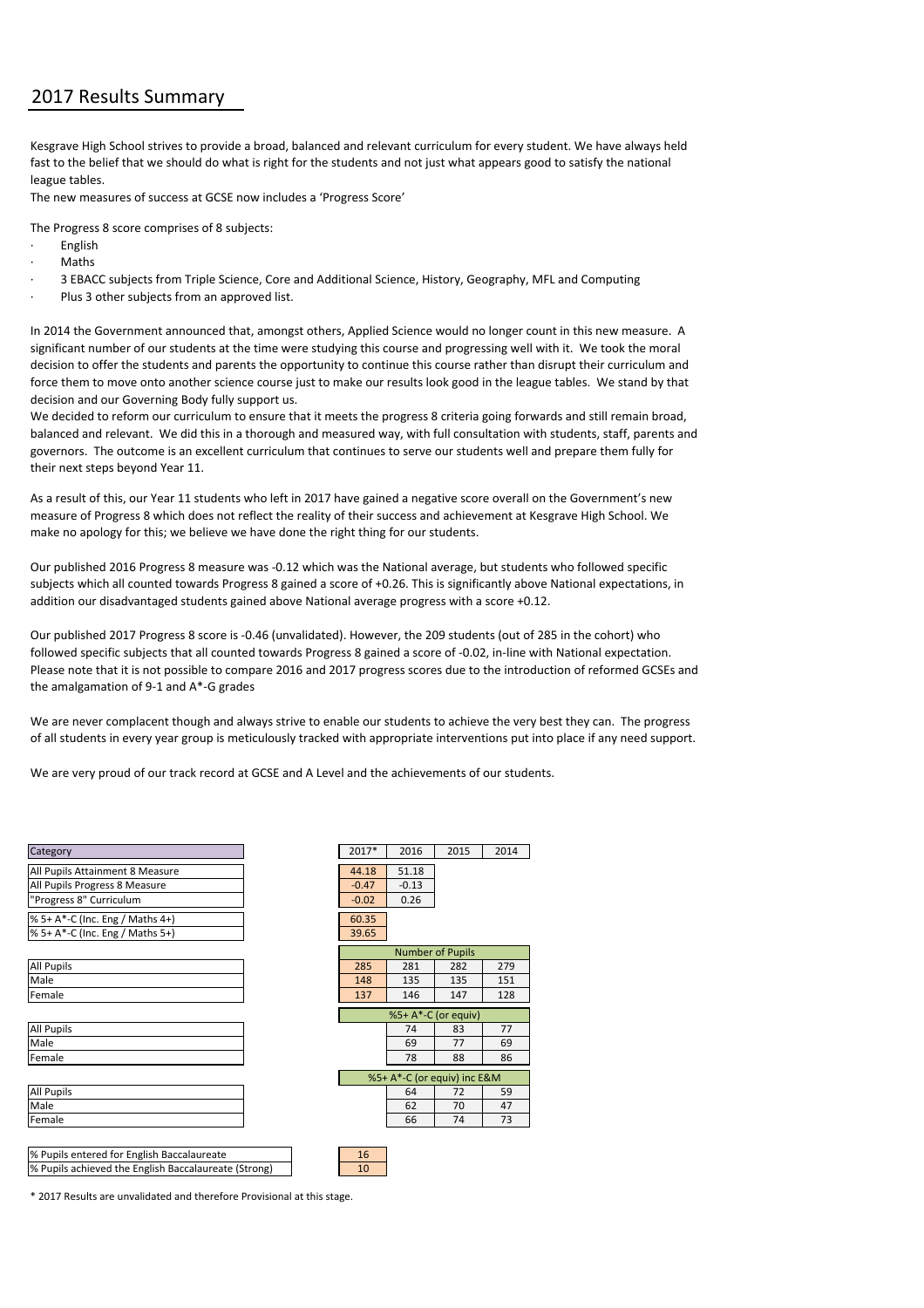# 2017 Results Summary

Kesgrave High School strives to provide a broad, balanced and relevant curriculum for every student. We have always held fast to the belief that we should do what is right for the students and not just what appears good to satisfy the national league tables.

The new measures of success at GCSE now includes a 'Progress Score'

The Progress 8 score comprises of 8 subjects:

- English
- Maths
- 3 EBACC subjects from Triple Science, Core and Additional Science, History, Geography, MFL and Computing
- Plus 3 other subjects from an approved list.

In 2014 the Government announced that, amongst others, Applied Science would no longer count in this new measure. A significant number of our students at the time were studying this course and progressing well with it. We took the moral decision to offer the students and parents the opportunity to continue this course rather than disrupt their curriculum and force them to move onto another science course just to make our results look good in the league tables. We stand by that decision and our Governing Body fully support us.

We decided to reform our curriculum to ensure that it meets the progress 8 criteria going forwards and still remain broad, balanced and relevant. We did this in a thorough and measured way, with full consultation with students, staff, parents and governors. The outcome is an excellent curriculum that continues to serve our students well and prepare them fully for their next steps beyond Year 11.

As a result of this, our Year 11 students who left in 2017 have gained a negative score overall on the Government's new measure of Progress 8 which does not reflect the reality of their success and achievement at Kesgrave High School. We make no apology for this; we believe we have done the right thing for our students.

Our published 2016 Progress 8 measure was -0.12 which was the National average, but students who followed specific subjects which all counted towards Progress 8 gained a score of +0.26. This is significantly above National expectations, in addition our disadvantaged students gained above National average progress with a score +0.12.

Our published 2017 Progress 8 score is -0.46 (unvalidated). However, the 209 students (out of 285 in the cohort) who followed specific subjects that all counted towards Progress 8 gained a score of -0.02, in-line with National expectation. Please note that it is not possible to compare 2016 and 2017 progress scores due to the introduction of reformed GCSEs and the amalgamation of 9-1 and A*-G grades

We are never complacent though and always strive to enable our students to achieve the very best they can. The progress of all students in every year group is meticulously tracked with appropriate interventions put into place if any need support.

We are very proud of our track record at GCSE and A Level and the achievements of our students.

| Category | 2017* | 2016 | 2015 | 2014 |
|---|---|---|---|---|
| All Pupils Attainment 8 Measure | 44.18 | 51.18 | | |
| All Pupils Progress 8 Measure | -0.47 | -0.13 | | |
| "Progress 8" Curriculum | -0.02 | 0.26 | | |
| % 5+ A*-C (Inc. Eng / Maths 4+) | 60.35 | | | |
| % 5+ A*-C (Inc. Eng / Maths 5+) | 39.65 | | | |
| | **Number of Pupils** | | | |
| All Pupils | 285 | 281 | 282 | 279 |
| Male | 148 | 135 | 135 | 151 |
| Female | 137 | 146 | 147 | 128 |
| | **%5+ A*-C (or equiv)** | | | |
| All Pupils | | 74 | 83 | 77 |
| Male | | 69 | 77 | 69 |
| Female | | 78 | 88 | 86 |
| | **%5+ A*-C (or equiv) inc E&M** | | | |
| All Pupils | | 64 | 72 | 59 |
| Male | | 62 | 70 | 47 |
| Female | | 66 | 74 | 73 |
| % Pupils entered for English Baccalaureate | 16 | | | |
| % Pupils achieved the English Baccalaureate (Strong) | 10 | | | |

\* 2017 Results are unvalidated and therefore Provisional at this stage.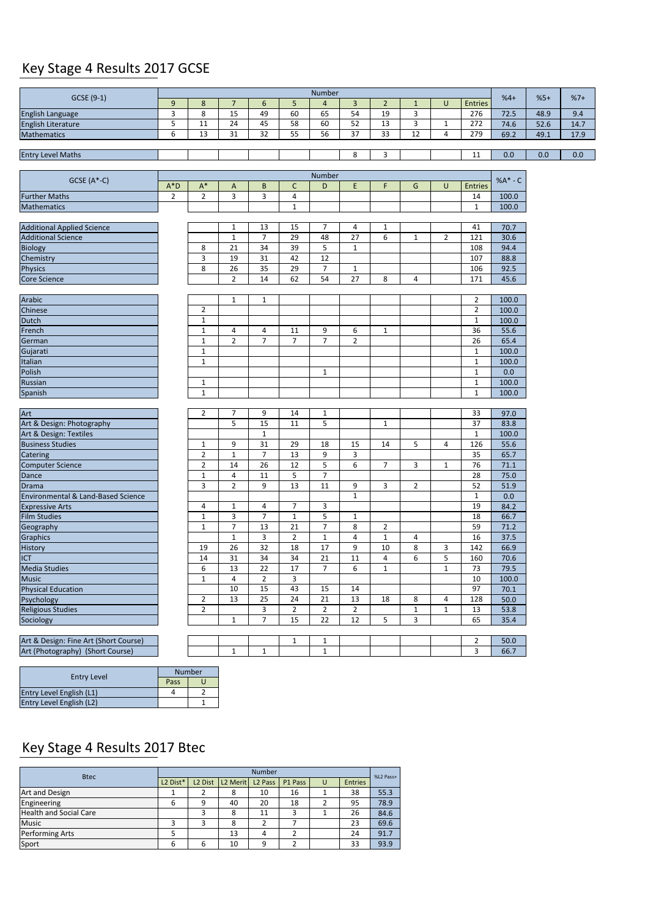# Key Stage 4 Results 2017 GCSE

| GCSE (9-1) | Number | | | | | | | | | | | %4+ | %5+ | %7+ |
|---|---|---|---|---|---|---|---|---|---|---|---|---|---|---|
| | 9 | 8 | 7 | 6 | 5 | 4 | 3 | 2 | 1 | U | Entries | | | |
| English Language | 3 | 8 | 15 | 49 | 60 | 65 | 54 | 19 | 3 | | 276 | 72.5 | 48.9 | 9.4 |
| English Literature | 5 | 11 | 24 | 45 | 58 | 60 | 52 | 13 | 3 | 1 | 272 | 74.6 | 52.6 | 14.7 |
| Mathematics | 6 | 13 | 31 | 32 | 55 | 56 | 37 | 33 | 12 | 4 | 279 | 69.2 | 49.1 | 17.9 |
| Entry Level Maths | | | | | | | 8 | 3 | | | 11 | 0.0 | 0.0 | 0.0 |

| GCSE (A*-C) | Number | | | | | | | | | | | %A* - C |
|---|---|---|---|---|---|---|---|---|---|---|---|---|
| | A*D | A* | A | B | C | D | E | F | G | U | Entries | |
| Further Maths | 2 | 2 | 3 | 3 | 4 | | | | | | 14 | 100.0 |
| Mathematics | | | | | 1 | | | | | | 1 | 100.0 |
| Additional Applied Science | | | 1 | 13 | 15 | 7 | 4 | 1 | | | 41 | 70.7 |
| Additional Science | | | 1 | 7 | 29 | 48 | 27 | 6 | 1 | 2 | 121 | 30.6 |
| Biology | | 8 | 21 | 34 | 39 | 5 | 1 | | | | 108 | 94.4 |
| Chemistry | | 3 | 19 | 31 | 42 | 12 | | | | | 107 | 88.8 |
| Physics | | 8 | 26 | 35 | 29 | 7 | 1 | | | | 106 | 92.5 |
| Core Science | | | 2 | 14 | 62 | 54 | 27 | 8 | 4 | | 171 | 45.6 |
| Arabic | | | 1 | 1 | | | | | | | 2 | 100.0 |
| Chinese | | 2 | | | | | | | | | 2 | 100.0 |
| Dutch | | 1 | | | | | | | | | 1 | 100.0 |
| French | | 1 | 4 | 4 | 11 | 9 | 6 | 1 | | | 36 | 55.6 |
| German | | 1 | 2 | 7 | 7 | 7 | 2 | | | | 26 | 65.4 |
| Gujarati | | 1 | | | | | | | | | 1 | 100.0 |
| Italian | | 1 | | | | | | | | | 1 | 100.0 |
| Polish | | | | | | 1 | | | | | 1 | 0.0 |
| Russian | | 1 | | | | | | | | | 1 | 100.0 |
| Spanish | | 1 | | | | | | | | | 1 | 100.0 |
| Art | | 2 | 7 | 9 | 14 | 1 | | | | | 33 | 97.0 |
| Art & Design: Photography | | | 5 | 15 | 11 | 5 | | 1 | | | 37 | 83.8 |
| Art & Design: Textiles | | | | 1 | | | | | | | 1 | 100.0 |
| Business Studies | | 1 | 9 | 31 | 29 | 18 | 15 | 14 | 5 | 4 | 126 | 55.6 |
| Catering | | 2 | 1 | 7 | 13 | 9 | 3 | | | | 35 | 65.7 |
| Computer Science | | 2 | 14 | 26 | 12 | 5 | 6 | 7 | 3 | 1 | 76 | 71.1 |
| Dance | | 1 | 4 | 11 | 5 | 7 | | | | | 28 | 75.0 |
| Drama | | 3 | 2 | 9 | 13 | 11 | 9 | 3 | 2 | | 52 | 51.9 |
| Environmental & Land-Based Science | | | | | | | 1 | | | | 1 | 0.0 |
| Expressive Arts | | 4 | 1 | 4 | 7 | 3 | | | | | 19 | 84.2 |
| Film Studies | | 1 | 3 | 7 | 1 | 5 | 1 | | | | 18 | 66.7 |
| Geography | | 1 | 7 | 13 | 21 | 7 | 8 | 2 | | | 59 | 71.2 |
| Graphics | | | 1 | 3 | 2 | 1 | 4 | 1 | 4 | | 16 | 37.5 |
| History | | 19 | 26 | 32 | 18 | 17 | 9 | 10 | 8 | 3 | 142 | 66.9 |
| ICT | | 14 | 31 | 34 | 34 | 21 | 11 | 4 | 6 | 5 | 160 | 70.6 |
| Media Studies | | 6 | 13 | 22 | 17 | 7 | 6 | 1 | | 1 | 73 | 79.5 |
| Music | | 1 | 4 | 2 | 3 | | | | | | 10 | 100.0 |
| Physical Education | | | 10 | 15 | 43 | 15 | 14 | | | | 97 | 70.1 |
| Psychology | | 2 | 13 | 25 | 24 | 21 | 13 | 18 | 8 | 4 | 128 | 50.0 |
| Religious Studies | | 2 | | 3 | 2 | 2 | 2 | | 1 | 1 | 13 | 53.8 |
| Sociology | | | 1 | 7 | 15 | 22 | 12 | 5 | 3 | | 65 | 35.4 |
| Art & Design: Fine Art (Short Course) | | | | | 1 | 1 | | | | | 2 | 50.0 |
| Art (Photography) (Short Course) | | | 1 | 1 | | 1 | | | | | 3 | 66.7 |

| Entry Level | Number | |
|---|---|---|
| | Pass | U |
| Entry Level English (L1) | 4 | 2 |
| Entry Level English (L2) | | 1 |

# Key Stage 4 Results 2017 Btec

| Btec | Number | | | | | | | %L2 Pass+ |
|---|---|---|---|---|---|---|---|---|
| | L2 Dist* | L2 Dist | L2 Merit | L2 Pass | P1 Pass | U | Entries | |
| Art and Design | 1 | 2 | 8 | 10 | 16 | 1 | 38 | 55.3 |
| Engineering | 6 | 9 | 40 | 20 | 18 | 2 | 95 | 78.9 |
| Health and Social Care | | 3 | 8 | 11 | 3 | 1 | 26 | 84.6 |
| Music | 3 | 3 | 8 | 2 | 7 | | 23 | 69.6 |
| Performing Arts | 5 | | 13 | 4 | 2 | | 24 | 91.7 |
| Sport | 6 | 6 | 10 | 9 | 2 | | 33 | 93.9 |